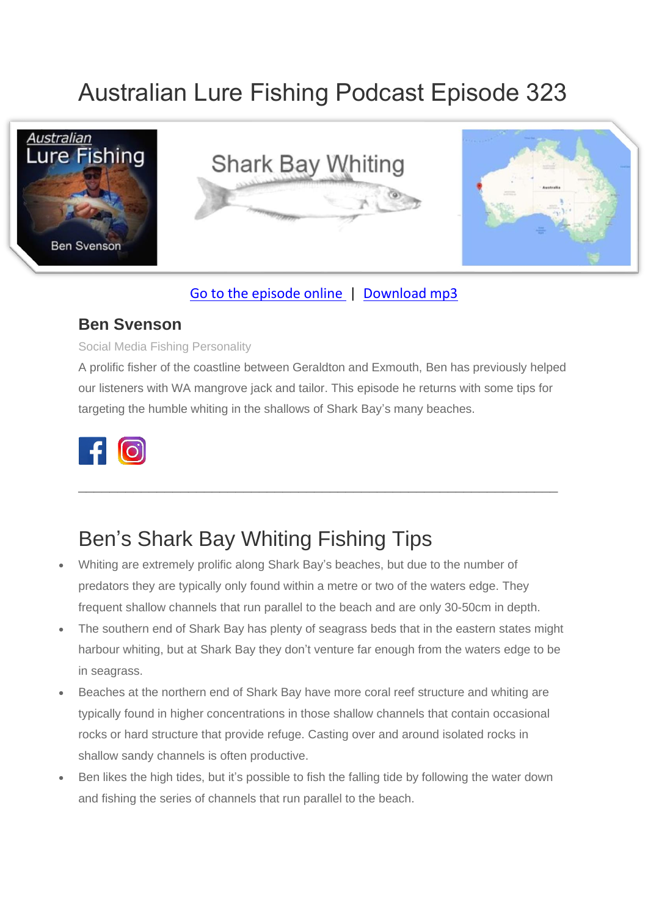# Australian Lure Fishing Podcast Episode 323

Go to the episode online | Download mp3

### Ben Svenson

Social Media Fishing Personality

A prolific fisher of the coastline between Geraldton and Exmouth, Ben has previously helped our listeners with WA mangrove jack and tailor. This episode he returns with some tips for targeting the humble whiting in the shallows of Shark Bay's many beaches.

---

## Ben's Shark Bay Whiting Fishing Tips

- Whiting are extremely prolific along Shark Bay's beaches, but due to the number of predators they are typically only found within a metre or two of the waters edge. They frequent shallow channels that run parallel to the beach and are only 30-50cm in depth.
- The southern end of Shark Bay has plenty of seagrass beds that in the eastern states might harbour whiting, but at Shark Bay they don't venture far enough from the waters edge to be in seagrass.
- Beaches at the northern end of Shark Bay have more coral reef structure and whiting are typically found in higher concentrations in those shallow channels that contain occasional rocks or hard structure that provide refuge. Casting over and around isolated rocks in shallow sandy channels is often productive.
- Ben likes the high tides, but it's possible to fish the falling tide by following the water down and fishing the series of channels that run parallel to the beach.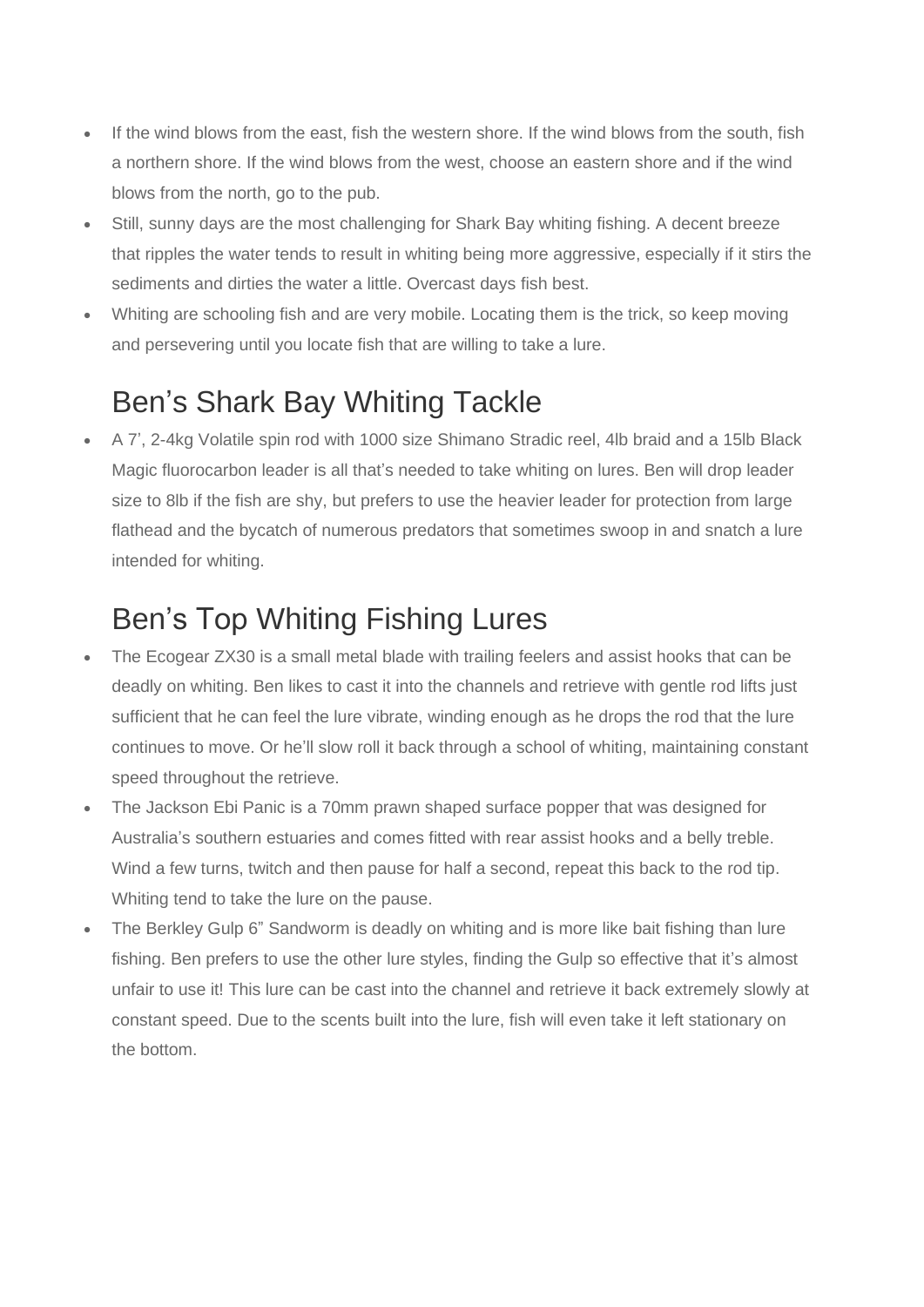- If the wind blows from the east, fish the western shore. If the wind blows from the south, fish a northern shore. If the wind blows from the west, choose an eastern shore and if the wind blows from the north, go to the pub.
- Still, sunny days are the most challenging for Shark Bay whiting fishing. A decent breeze that ripples the water tends to result in whiting being more aggressive, especially if it stirs the sediments and dirties the water a little. Overcast days fish best.
- Whiting are schooling fish and are very mobile. Locating them is the trick, so keep moving and persevering until you locate fish that are willing to take a lure.

## Ben's Shark Bay Whiting Tackle

- A 7', 2-4kg Volatile spin rod with 1000 size Shimano Stradic reel, 4lb braid and a 15lb Black Magic fluorocarbon leader is all that's needed to take whiting on lures. Ben will drop leader size to 8lb if the fish are shy, but prefers to use the heavier leader for protection from large flathead and the bycatch of numerous predators that sometimes swoop in and snatch a lure intended for whiting.

## Ben's Top Whiting Fishing Lures

- The Ecogear ZX30 is a small metal blade with trailing feelers and assist hooks that can be deadly on whiting. Ben likes to cast it into the channels and retrieve with gentle rod lifts just sufficient that he can feel the lure vibrate, winding enough as he drops the rod that the lure continues to move. Or he'll slow roll it back through a school of whiting, maintaining constant speed throughout the retrieve.
- The Jackson Ebi Panic is a 70mm prawn shaped surface popper that was designed for Australia's southern estuaries and comes fitted with rear assist hooks and a belly treble. Wind a few turns, twitch and then pause for half a second, repeat this back to the rod tip. Whiting tend to take the lure on the pause.
- The Berkley Gulp 6" Sandworm is deadly on whiting and is more like bait fishing than lure fishing. Ben prefers to use the other lure styles, finding the Gulp so effective that it's almost unfair to use it! This lure can be cast into the channel and retrieve it back extremely slowly at constant speed. Due to the scents built into the lure, fish will even take it left stationary on the bottom.